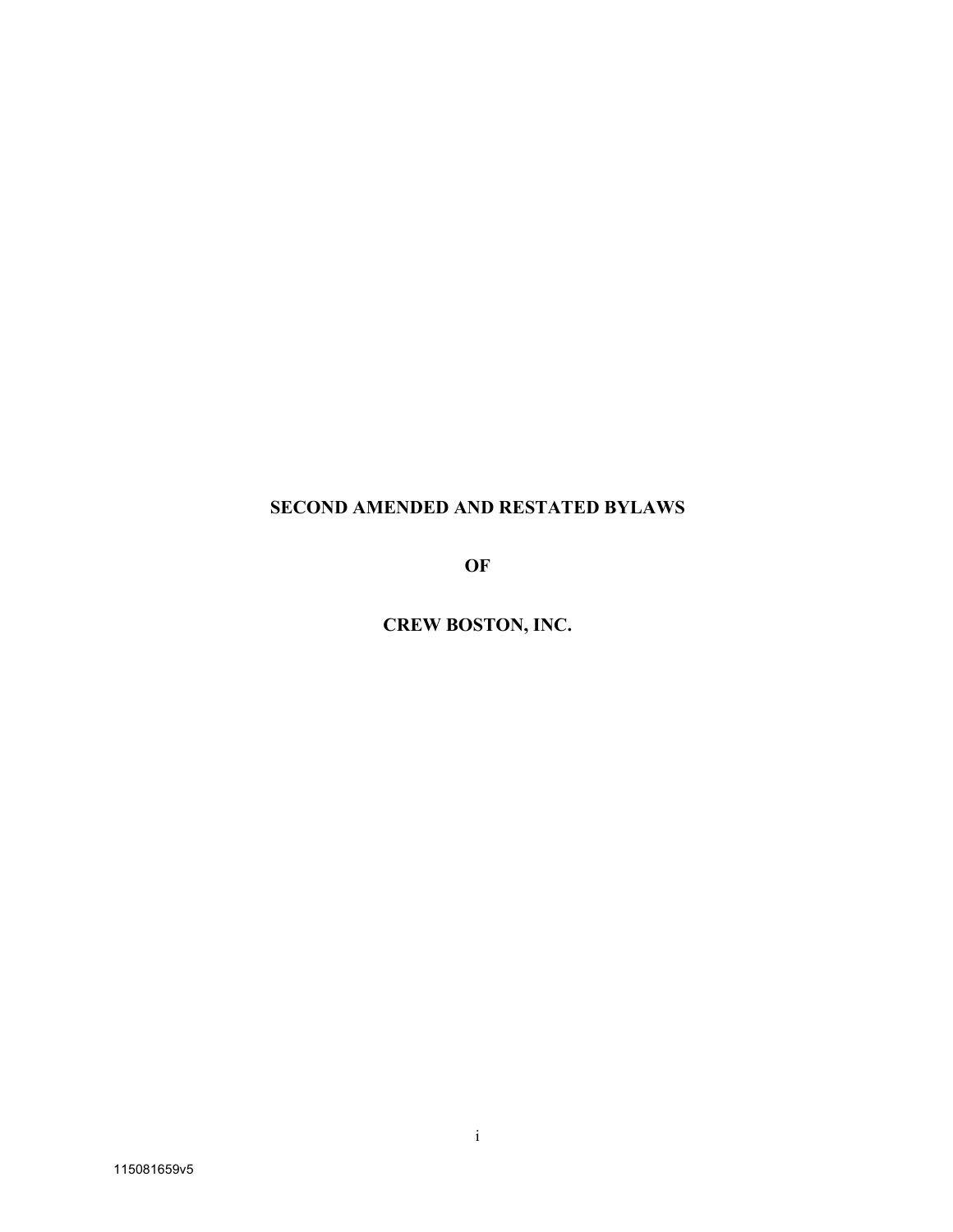# SECOND AMENDED AND RESTATED BYLAWS

# OF

# CREW BOSTON, INC.

115081659v5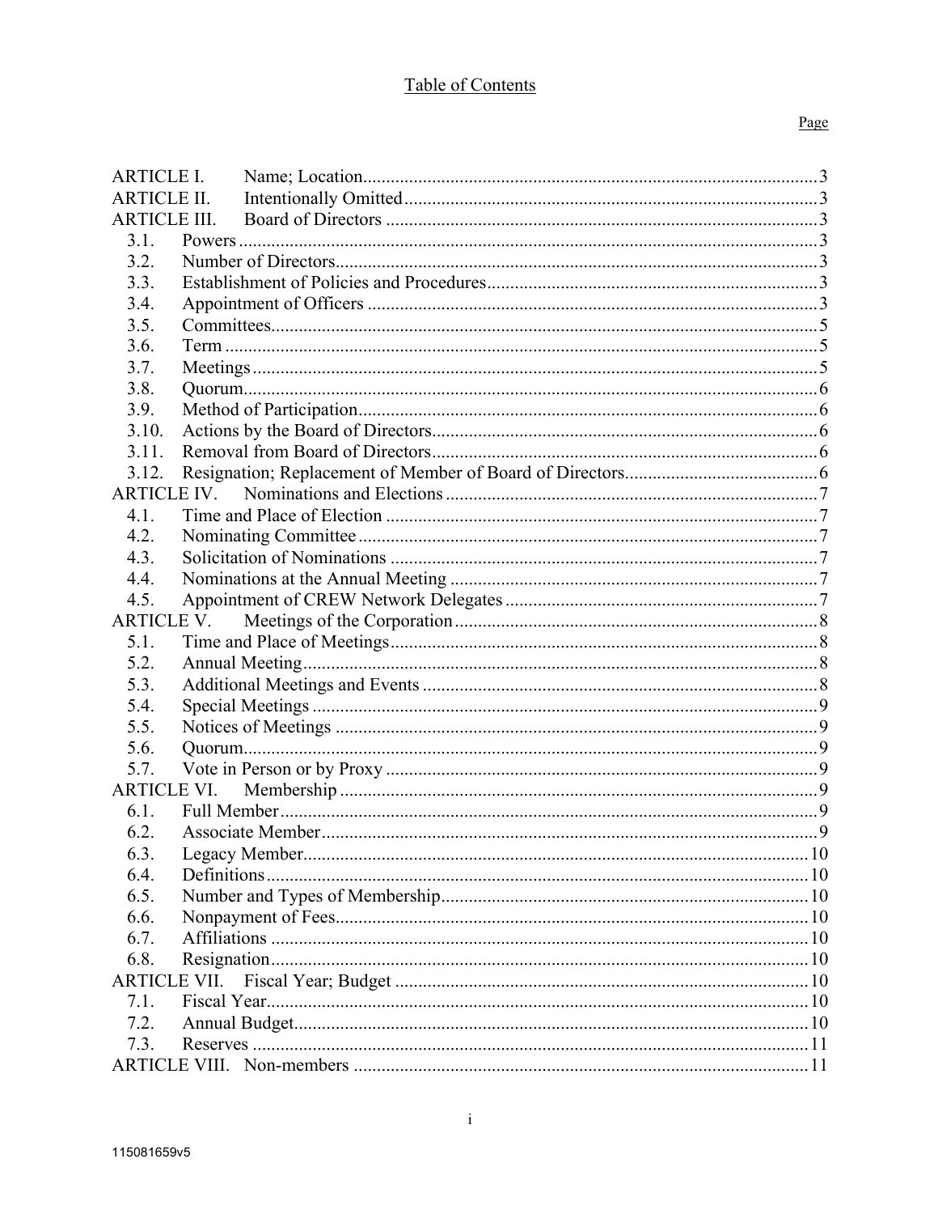# Table of Contents

| | | Page |
|---|---|---|
| ARTICLE I. | Name; Location | 3 |
| ARTICLE II. | Intentionally Omitted | 3 |
| ARTICLE III. | Board of Directors | 3 |
| 3.1. | Powers | 3 |
| 3.2. | Number of Directors | 3 |
| 3.3. | Establishment of Policies and Procedures | 3 |
| 3.4. | Appointment of Officers | 3 |
| 3.5. | Committees | 5 |
| 3.6. | Term | 5 |
| 3.7. | Meetings | 5 |
| 3.8. | Quorum | 6 |
| 3.9. | Method of Participation | 6 |
| 3.10. | Actions by the Board of Directors | 6 |
| 3.11. | Removal from Board of Directors | 6 |
| 3.12. | Resignation; Replacement of Member of Board of Directors | 6 |
| ARTICLE IV. | Nominations and Elections | 7 |
| 4.1. | Time and Place of Election | 7 |
| 4.2. | Nominating Committee | 7 |
| 4.3. | Solicitation of Nominations | 7 |
| 4.4. | Nominations at the Annual Meeting | 7 |
| 4.5. | Appointment of CREW Network Delegates | 7 |
| ARTICLE V. | Meetings of the Corporation | 8 |
| 5.1. | Time and Place of Meetings | 8 |
| 5.2. | Annual Meeting | 8 |
| 5.3. | Additional Meetings and Events | 8 |
| 5.4. | Special Meetings | 9 |
| 5.5. | Notices of Meetings | 9 |
| 5.6. | Quorum | 9 |
| 5.7. | Vote in Person or by Proxy | 9 |
| ARTICLE VI. | Membership | 9 |
| 6.1. | Full Member | 9 |
| 6.2. | Associate Member | 9 |
| 6.3. | Legacy Member | 10 |
| 6.4. | Definitions | 10 |
| 6.5. | Number and Types of Membership | 10 |
| 6.6. | Nonpayment of Fees | 10 |
| 6.7. | Affiliations | 10 |
| 6.8. | Resignation | 10 |
| ARTICLE VII. | Fiscal Year; Budget | 10 |
| 7.1. | Fiscal Year | 10 |
| 7.2. | Annual Budget | 10 |
| 7.3. | Reserves | 11 |
| ARTICLE VIII. | Non-members | 11 |

115081659v5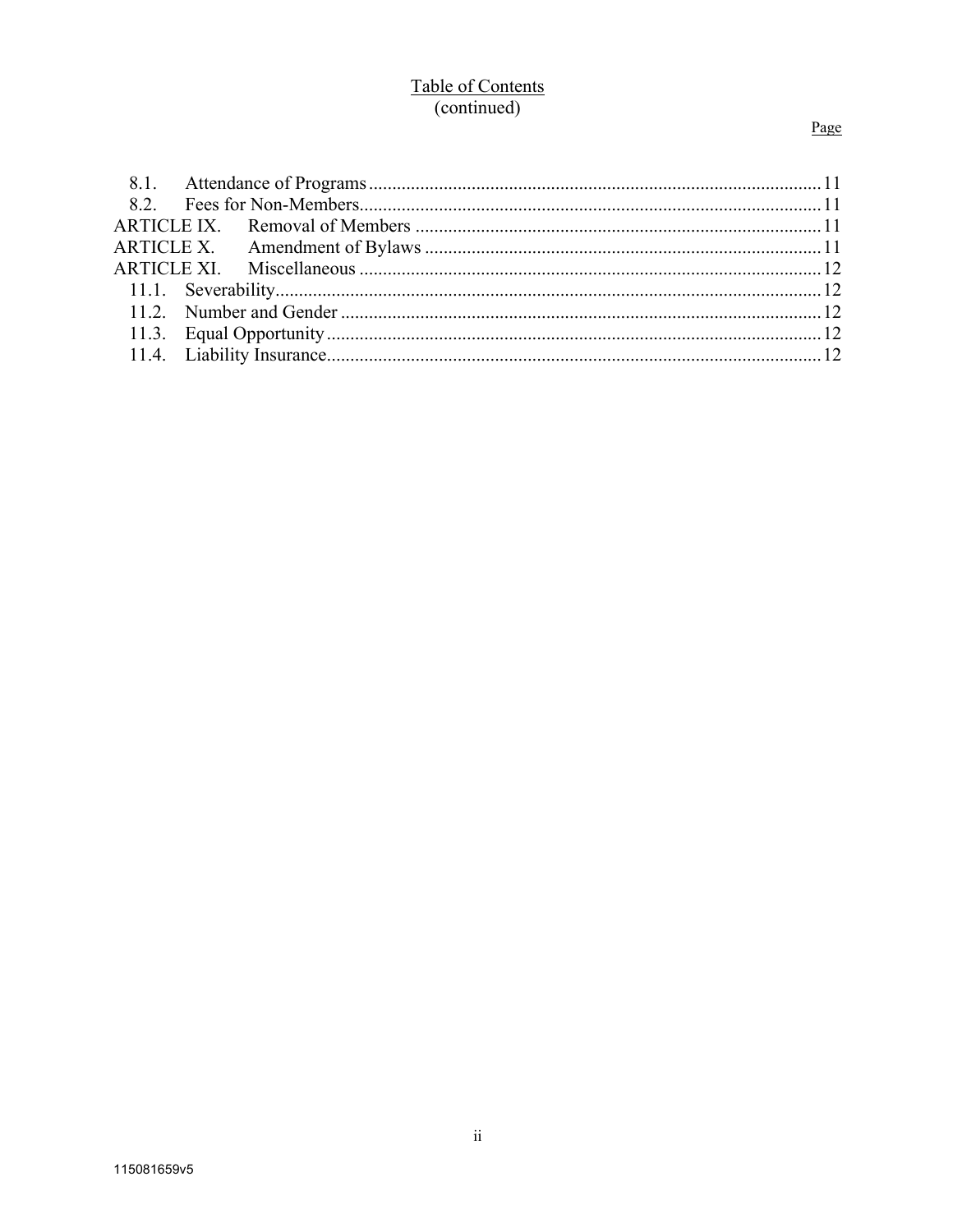Table of Contents
(continued)

| | | Page |
|---|---|---|
| 8.1. | Attendance of Programs | 11 |
| 8.2. | Fees for Non-Members | 11 |
| ARTICLE IX. | Removal of Members | 11 |
| ARTICLE X. | Amendment of Bylaws | 11 |
| ARTICLE XI. | Miscellaneous | 12 |
| 11.1. | Severability | 12 |
| 11.2. | Number and Gender | 12 |
| 11.3. | Equal Opportunity | 12 |
| 11.4. | Liability Insurance | 12 |

115081659v5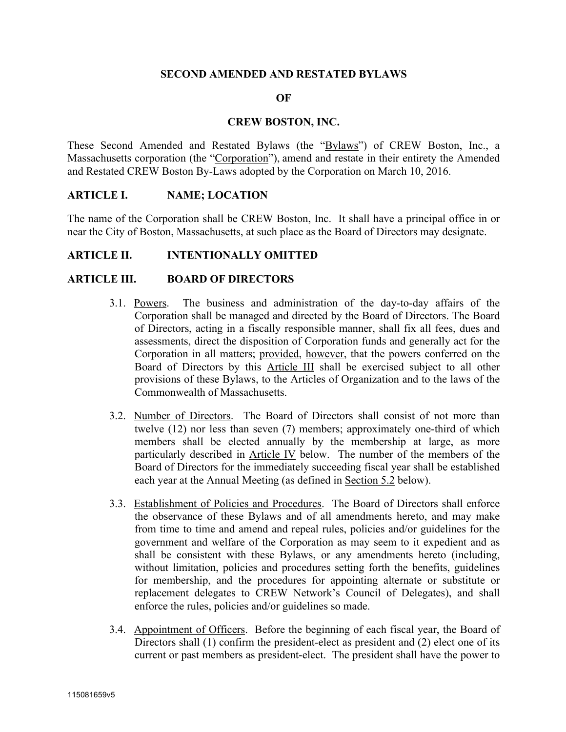**SECOND AMENDED AND RESTATED BYLAWS**

**OF**

**CREW BOSTON, INC.**

These Second Amended and Restated Bylaws (the "Bylaws") of CREW Boston, Inc., a Massachusetts corporation (the "Corporation"), amend and restate in their entirety the Amended and Restated CREW Boston By-Laws adopted by the Corporation on March 10, 2016.

## ARTICLE I. NAME; LOCATION

The name of the Corporation shall be CREW Boston, Inc. It shall have a principal office in or near the City of Boston, Massachusetts, at such place as the Board of Directors may designate.

## ARTICLE II. INTENTIONALLY OMITTED

## ARTICLE III. BOARD OF DIRECTORS

3.1. Powers. The business and administration of the day-to-day affairs of the Corporation shall be managed and directed by the Board of Directors. The Board of Directors, acting in a fiscally responsible manner, shall fix all fees, dues and assessments, direct the disposition of Corporation funds and generally act for the Corporation in all matters; provided, however, that the powers conferred on the Board of Directors by this Article III shall be exercised subject to all other provisions of these Bylaws, to the Articles of Organization and to the laws of the Commonwealth of Massachusetts.

3.2. Number of Directors. The Board of Directors shall consist of not more than twelve (12) nor less than seven (7) members; approximately one-third of which members shall be elected annually by the membership at large, as more particularly described in Article IV below. The number of the members of the Board of Directors for the immediately succeeding fiscal year shall be established each year at the Annual Meeting (as defined in Section 5.2 below).

3.3. Establishment of Policies and Procedures. The Board of Directors shall enforce the observance of these Bylaws and of all amendments hereto, and may make from time to time and amend and repeal rules, policies and/or guidelines for the government and welfare of the Corporation as may seem to it expedient and as shall be consistent with these Bylaws, or any amendments hereto (including, without limitation, policies and procedures setting forth the benefits, guidelines for membership, and the procedures for appointing alternate or substitute or replacement delegates to CREW Network's Council of Delegates), and shall enforce the rules, policies and/or guidelines so made.

3.4. Appointment of Officers. Before the beginning of each fiscal year, the Board of Directors shall (1) confirm the president-elect as president and (2) elect one of its current or past members as president-elect. The president shall have the power to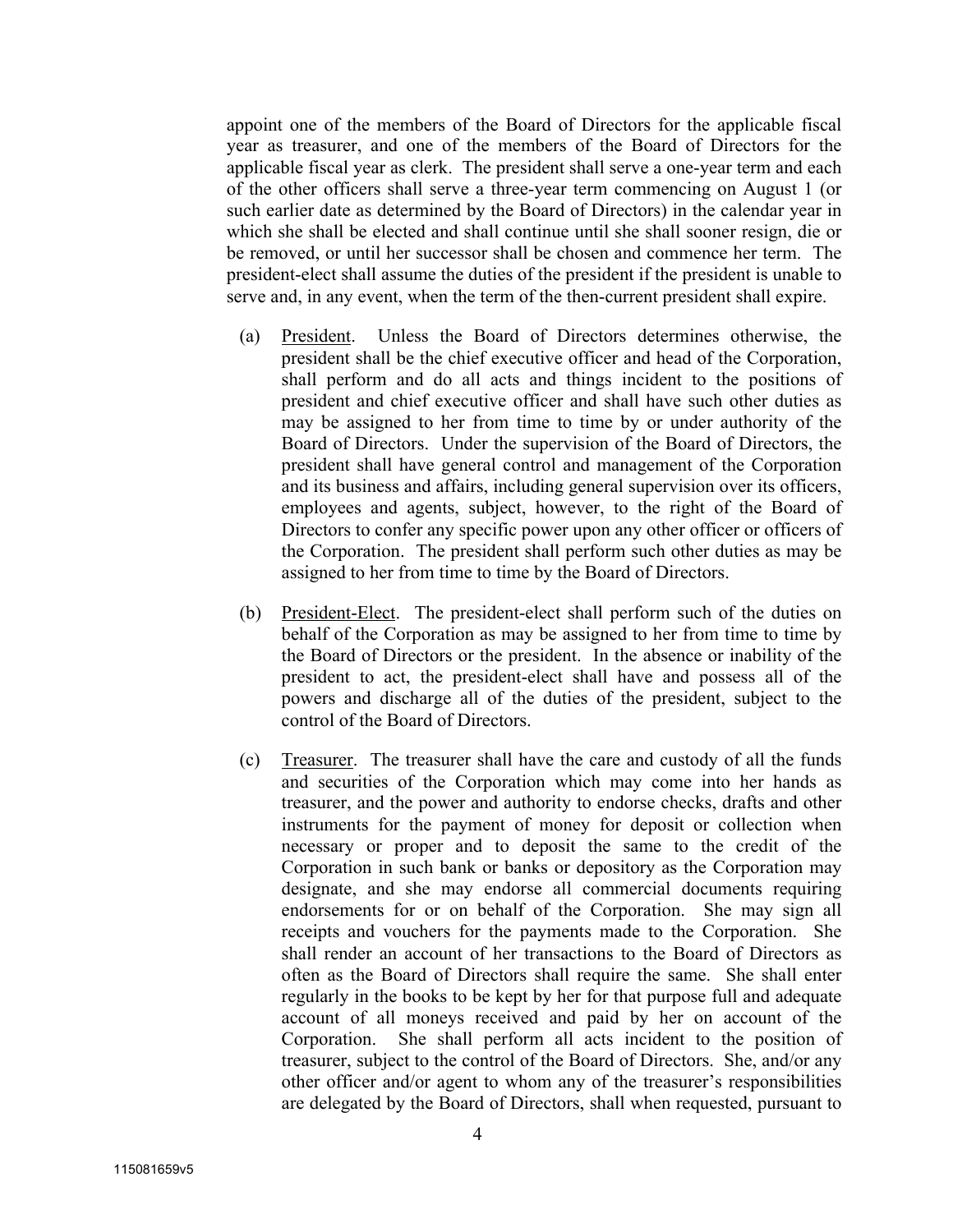appoint one of the members of the Board of Directors for the applicable fiscal year as treasurer, and one of the members of the Board of Directors for the applicable fiscal year as clerk. The president shall serve a one-year term and each of the other officers shall serve a three-year term commencing on August 1 (or such earlier date as determined by the Board of Directors) in the calendar year in which she shall be elected and shall continue until she shall sooner resign, die or be removed, or until her successor shall be chosen and commence her term. The president-elect shall assume the duties of the president if the president is unable to serve and, in any event, when the term of the then-current president shall expire.

(a) President. Unless the Board of Directors determines otherwise, the president shall be the chief executive officer and head of the Corporation, shall perform and do all acts and things incident to the positions of president and chief executive officer and shall have such other duties as may be assigned to her from time to time by or under authority of the Board of Directors. Under the supervision of the Board of Directors, the president shall have general control and management of the Corporation and its business and affairs, including general supervision over its officers, employees and agents, subject, however, to the right of the Board of Directors to confer any specific power upon any other officer or officers of the Corporation. The president shall perform such other duties as may be assigned to her from time to time by the Board of Directors.

(b) President-Elect. The president-elect shall perform such of the duties on behalf of the Corporation as may be assigned to her from time to time by the Board of Directors or the president. In the absence or inability of the president to act, the president-elect shall have and possess all of the powers and discharge all of the duties of the president, subject to the control of the Board of Directors.

(c) Treasurer. The treasurer shall have the care and custody of all the funds and securities of the Corporation which may come into her hands as treasurer, and the power and authority to endorse checks, drafts and other instruments for the payment of money for deposit or collection when necessary or proper and to deposit the same to the credit of the Corporation in such bank or banks or depository as the Corporation may designate, and she may endorse all commercial documents requiring endorsements for or on behalf of the Corporation. She may sign all receipts and vouchers for the payments made to the Corporation. She shall render an account of her transactions to the Board of Directors as often as the Board of Directors shall require the same. She shall enter regularly in the books to be kept by her for that purpose full and adequate account of all moneys received and paid by her on account of the Corporation. She shall perform all acts incident to the position of treasurer, subject to the control of the Board of Directors. She, and/or any other officer and/or agent to whom any of the treasurer's responsibilities are delegated by the Board of Directors, shall when requested, pursuant to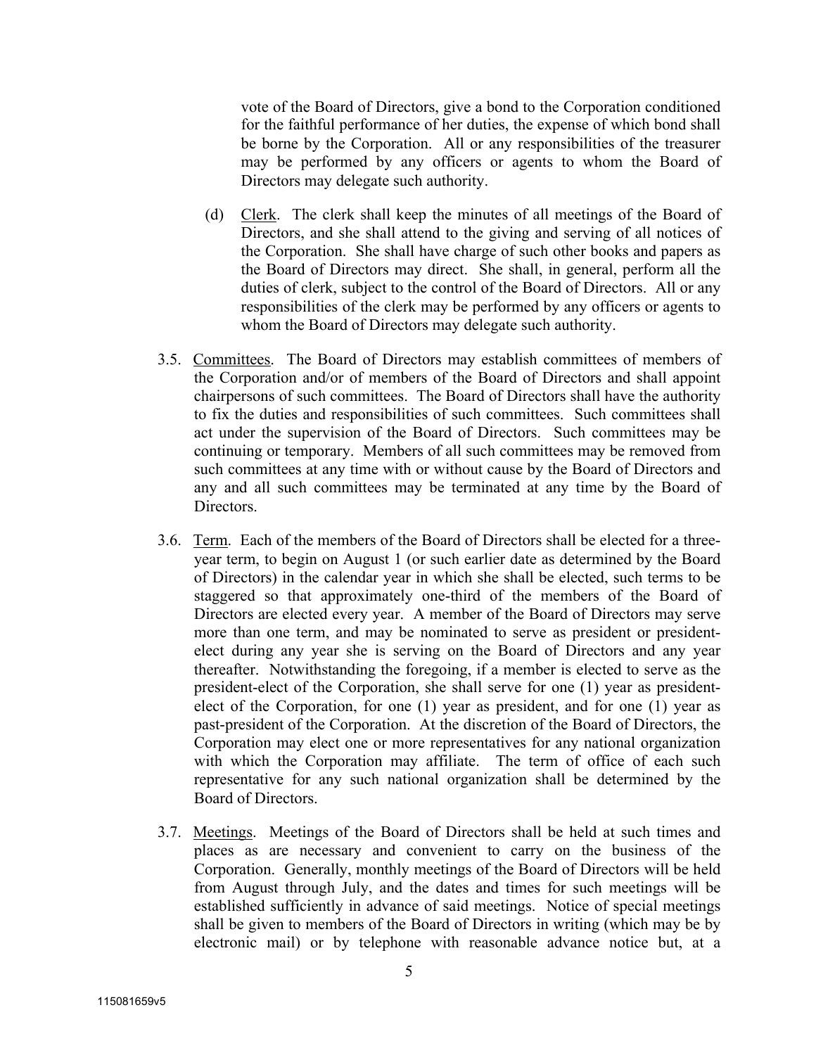vote of the Board of Directors, give a bond to the Corporation conditioned for the faithful performance of her duties, the expense of which bond shall be borne by the Corporation. All or any responsibilities of the treasurer may be performed by any officers or agents to whom the Board of Directors may delegate such authority.

(d) Clerk. The clerk shall keep the minutes of all meetings of the Board of Directors, and she shall attend to the giving and serving of all notices of the Corporation. She shall have charge of such other books and papers as the Board of Directors may direct. She shall, in general, perform all the duties of clerk, subject to the control of the Board of Directors. All or any responsibilities of the clerk may be performed by any officers or agents to whom the Board of Directors may delegate such authority.

3.5. Committees. The Board of Directors may establish committees of members of the Corporation and/or of members of the Board of Directors and shall appoint chairpersons of such committees. The Board of Directors shall have the authority to fix the duties and responsibilities of such committees. Such committees shall act under the supervision of the Board of Directors. Such committees may be continuing or temporary. Members of all such committees may be removed from such committees at any time with or without cause by the Board of Directors and any and all such committees may be terminated at any time by the Board of Directors.

3.6. Term. Each of the members of the Board of Directors shall be elected for a three-year term, to begin on August 1 (or such earlier date as determined by the Board of Directors) in the calendar year in which she shall be elected, such terms to be staggered so that approximately one-third of the members of the Board of Directors are elected every year. A member of the Board of Directors may serve more than one term, and may be nominated to serve as president or president-elect during any year she is serving on the Board of Directors and any year thereafter. Notwithstanding the foregoing, if a member is elected to serve as the president-elect of the Corporation, she shall serve for one (1) year as president-elect of the Corporation, for one (1) year as president, and for one (1) year as past-president of the Corporation. At the discretion of the Board of Directors, the Corporation may elect one or more representatives for any national organization with which the Corporation may affiliate. The term of office of each such representative for any such national organization shall be determined by the Board of Directors.

3.7. Meetings. Meetings of the Board of Directors shall be held at such times and places as are necessary and convenient to carry on the business of the Corporation. Generally, monthly meetings of the Board of Directors will be held from August through July, and the dates and times for such meetings will be established sufficiently in advance of said meetings. Notice of special meetings shall be given to members of the Board of Directors in writing (which may be by electronic mail) or by telephone with reasonable advance notice but, at a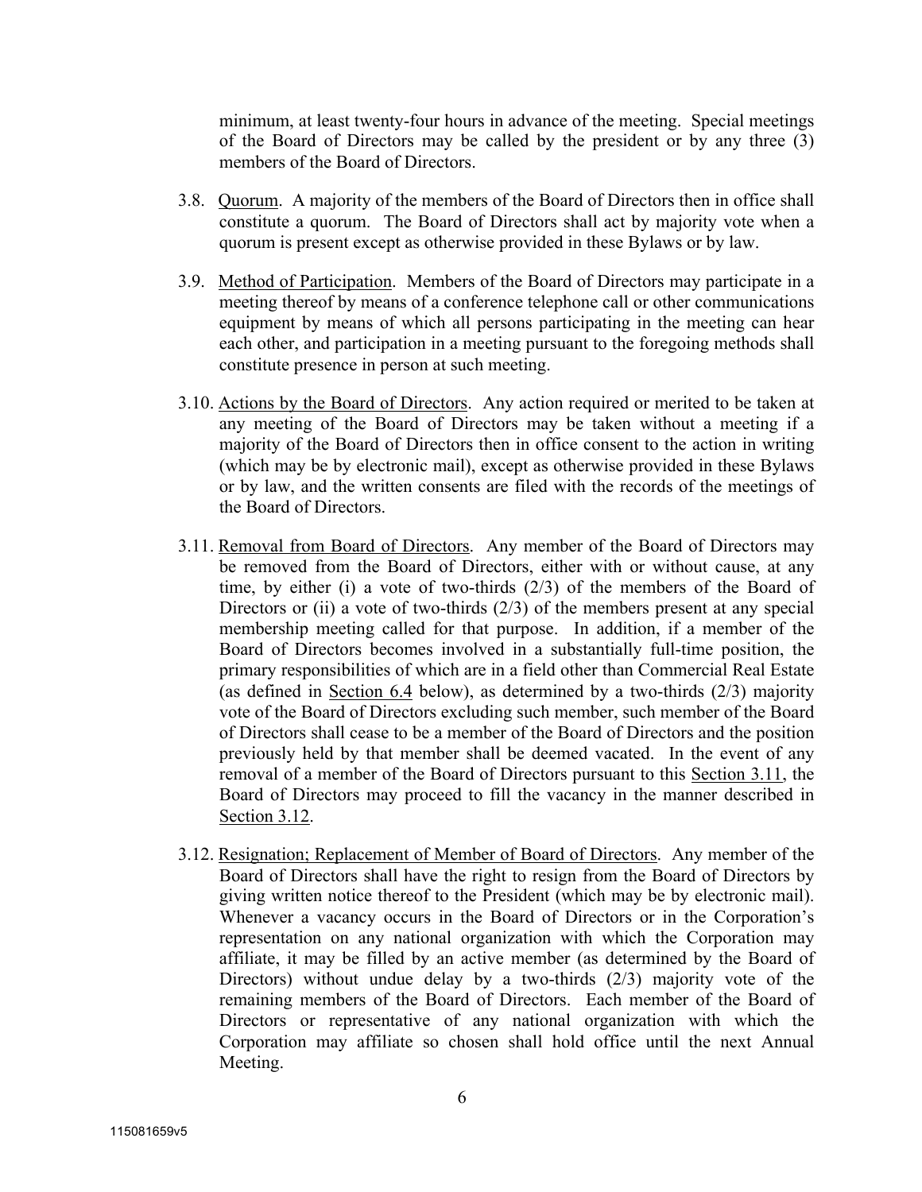minimum, at least twenty-four hours in advance of the meeting. Special meetings of the Board of Directors may be called by the president or by any three (3) members of the Board of Directors.

3.8. <u>Quorum</u>. A majority of the members of the Board of Directors then in office shall constitute a quorum. The Board of Directors shall act by majority vote when a quorum is present except as otherwise provided in these Bylaws or by law.

3.9. <u>Method of Participation</u>. Members of the Board of Directors may participate in a meeting thereof by means of a conference telephone call or other communications equipment by means of which all persons participating in the meeting can hear each other, and participation in a meeting pursuant to the foregoing methods shall constitute presence in person at such meeting.

3.10. <u>Actions by the Board of Directors</u>. Any action required or merited to be taken at any meeting of the Board of Directors may be taken without a meeting if a majority of the Board of Directors then in office consent to the action in writing (which may be by electronic mail), except as otherwise provided in these Bylaws or by law, and the written consents are filed with the records of the meetings of the Board of Directors.

3.11. <u>Removal from Board of Directors</u>. Any member of the Board of Directors may be removed from the Board of Directors, either with or without cause, at any time, by either (i) a vote of two-thirds (2/3) of the members of the Board of Directors or (ii) a vote of two-thirds (2/3) of the members present at any special membership meeting called for that purpose. In addition, if a member of the Board of Directors becomes involved in a substantially full-time position, the primary responsibilities of which are in a field other than Commercial Real Estate (as defined in <u>Section 6.4</u> below), as determined by a two-thirds (2/3) majority vote of the Board of Directors excluding such member, such member of the Board of Directors shall cease to be a member of the Board of Directors and the position previously held by that member shall be deemed vacated. In the event of any removal of a member of the Board of Directors pursuant to this <u>Section 3.11</u>, the Board of Directors may proceed to fill the vacancy in the manner described in <u>Section 3.12</u>.

3.12. <u>Resignation; Replacement of Member of Board of Directors</u>. Any member of the Board of Directors shall have the right to resign from the Board of Directors by giving written notice thereof to the President (which may be by electronic mail). Whenever a vacancy occurs in the Board of Directors or in the Corporation's representation on any national organization with which the Corporation may affiliate, it may be filled by an active member (as determined by the Board of Directors) without undue delay by a two-thirds (2/3) majority vote of the remaining members of the Board of Directors. Each member of the Board of Directors or representative of any national organization with which the Corporation may affiliate so chosen shall hold office until the next Annual Meeting.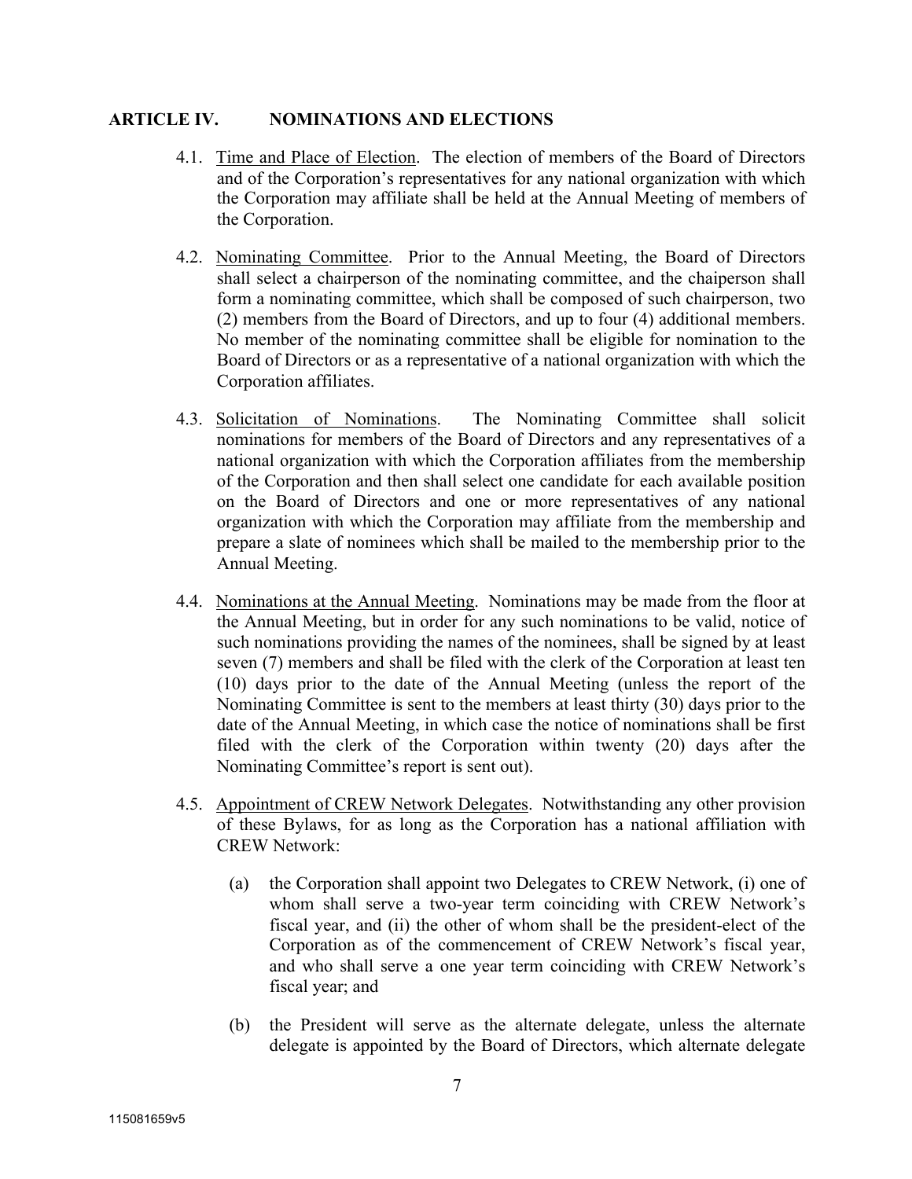## ARTICLE IV. NOMINATIONS AND ELECTIONS

4.1. Time and Place of Election. The election of members of the Board of Directors and of the Corporation's representatives for any national organization with which the Corporation may affiliate shall be held at the Annual Meeting of members of the Corporation.

4.2. Nominating Committee. Prior to the Annual Meeting, the Board of Directors shall select a chairperson of the nominating committee, and the chaiperson shall form a nominating committee, which shall be composed of such chairperson, two (2) members from the Board of Directors, and up to four (4) additional members. No member of the nominating committee shall be eligible for nomination to the Board of Directors or as a representative of a national organization with which the Corporation affiliates.

4.3. Solicitation of Nominations. The Nominating Committee shall solicit nominations for members of the Board of Directors and any representatives of a national organization with which the Corporation affiliates from the membership of the Corporation and then shall select one candidate for each available position on the Board of Directors and one or more representatives of any national organization with which the Corporation may affiliate from the membership and prepare a slate of nominees which shall be mailed to the membership prior to the Annual Meeting.

4.4. Nominations at the Annual Meeting. Nominations may be made from the floor at the Annual Meeting, but in order for any such nominations to be valid, notice of such nominations providing the names of the nominees, shall be signed by at least seven (7) members and shall be filed with the clerk of the Corporation at least ten (10) days prior to the date of the Annual Meeting (unless the report of the Nominating Committee is sent to the members at least thirty (30) days prior to the date of the Annual Meeting, in which case the notice of nominations shall be first filed with the clerk of the Corporation within twenty (20) days after the Nominating Committee's report is sent out).

4.5. Appointment of CREW Network Delegates. Notwithstanding any other provision of these Bylaws, for as long as the Corporation has a national affiliation with CREW Network:

(a) the Corporation shall appoint two Delegates to CREW Network, (i) one of whom shall serve a two-year term coinciding with CREW Network's fiscal year, and (ii) the other of whom shall be the president-elect of the Corporation as of the commencement of CREW Network's fiscal year, and who shall serve a one year term coinciding with CREW Network's fiscal year; and

(b) the President will serve as the alternate delegate, unless the alternate delegate is appointed by the Board of Directors, which alternate delegate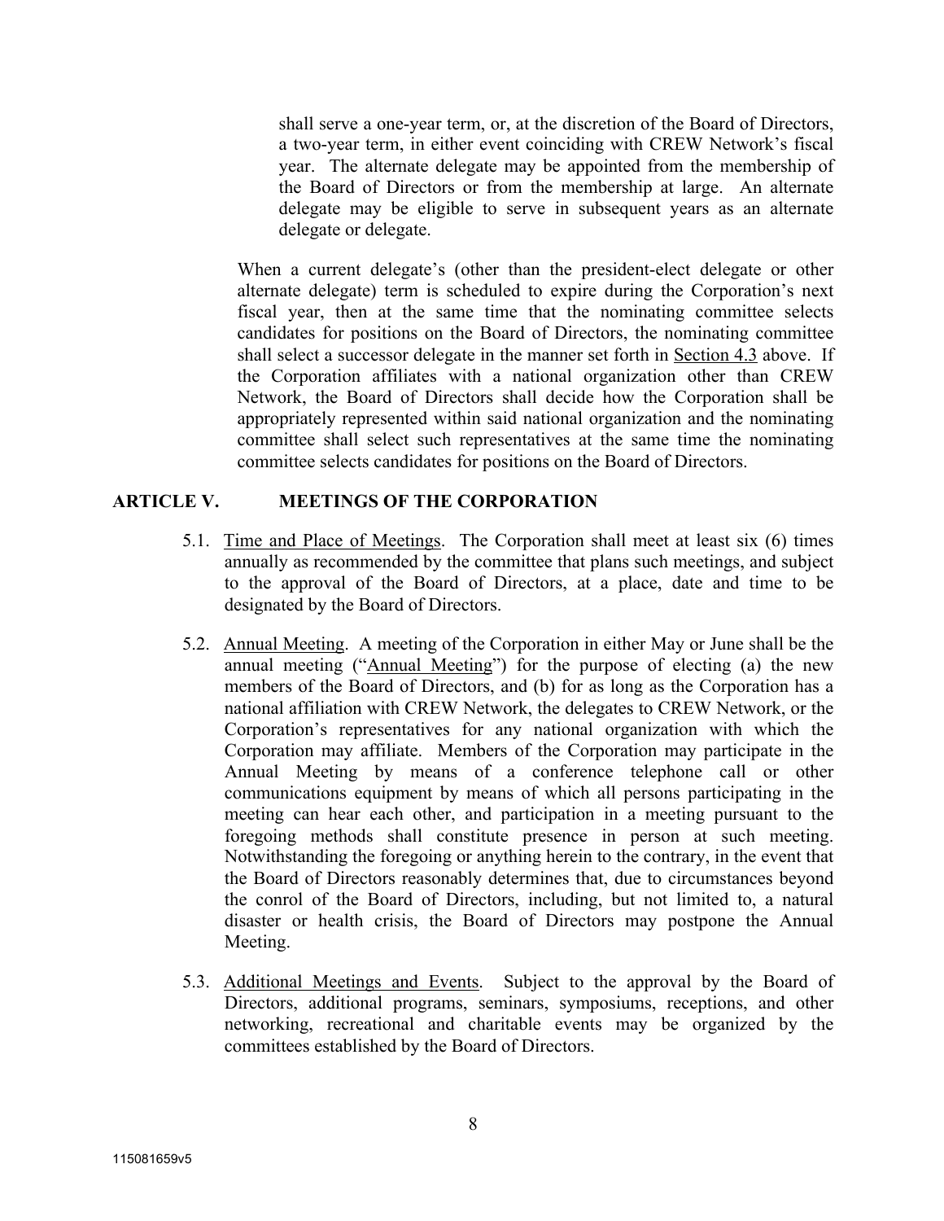shall serve a one-year term, or, at the discretion of the Board of Directors, a two-year term, in either event coinciding with CREW Network's fiscal year. The alternate delegate may be appointed from the membership of the Board of Directors or from the membership at large. An alternate delegate may be eligible to serve in subsequent years as an alternate delegate or delegate.

When a current delegate's (other than the president-elect delegate or other alternate delegate) term is scheduled to expire during the Corporation's next fiscal year, then at the same time that the nominating committee selects candidates for positions on the Board of Directors, the nominating committee shall select a successor delegate in the manner set forth in Section 4.3 above. If the Corporation affiliates with a national organization other than CREW Network, the Board of Directors shall decide how the Corporation shall be appropriately represented within said national organization and the nominating committee shall select such representatives at the same time the nominating committee selects candidates for positions on the Board of Directors.

## ARTICLE V. MEETINGS OF THE CORPORATION

5.1. Time and Place of Meetings. The Corporation shall meet at least six (6) times annually as recommended by the committee that plans such meetings, and subject to the approval of the Board of Directors, at a place, date and time to be designated by the Board of Directors.

5.2. Annual Meeting. A meeting of the Corporation in either May or June shall be the annual meeting ("Annual Meeting") for the purpose of electing (a) the new members of the Board of Directors, and (b) for as long as the Corporation has a national affiliation with CREW Network, the delegates to CREW Network, or the Corporation's representatives for any national organization with which the Corporation may affiliate. Members of the Corporation may participate in the Annual Meeting by means of a conference telephone call or other communications equipment by means of which all persons participating in the meeting can hear each other, and participation in a meeting pursuant to the foregoing methods shall constitute presence in person at such meeting. Notwithstanding the foregoing or anything herein to the contrary, in the event that the Board of Directors reasonably determines that, due to circumstances beyond the conrol of the Board of Directors, including, but not limited to, a natural disaster or health crisis, the Board of Directors may postpone the Annual Meeting.

5.3. Additional Meetings and Events. Subject to the approval by the Board of Directors, additional programs, seminars, symposiums, receptions, and other networking, recreational and charitable events may be organized by the committees established by the Board of Directors.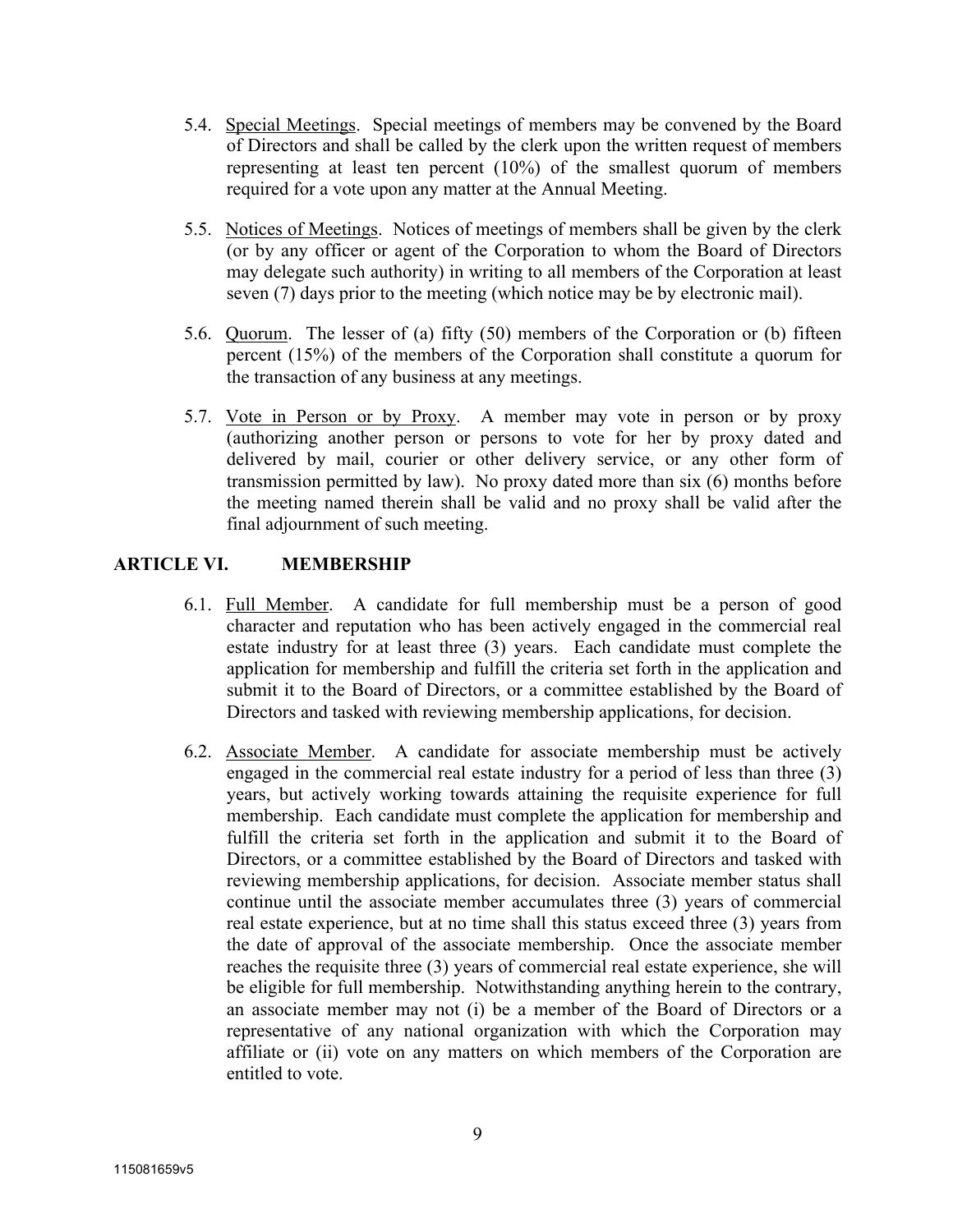5.4. Special Meetings. Special meetings of members may be convened by the Board of Directors and shall be called by the clerk upon the written request of members representing at least ten percent (10%) of the smallest quorum of members required for a vote upon any matter at the Annual Meeting.

5.5. Notices of Meetings. Notices of meetings of members shall be given by the clerk (or by any officer or agent of the Corporation to whom the Board of Directors may delegate such authority) in writing to all members of the Corporation at least seven (7) days prior to the meeting (which notice may be by electronic mail).

5.6. Quorum. The lesser of (a) fifty (50) members of the Corporation or (b) fifteen percent (15%) of the members of the Corporation shall constitute a quorum for the transaction of any business at any meetings.

5.7. Vote in Person or by Proxy. A member may vote in person or by proxy (authorizing another person or persons to vote for her by proxy dated and delivered by mail, courier or other delivery service, or any other form of transmission permitted by law). No proxy dated more than six (6) months before the meeting named therein shall be valid and no proxy shall be valid after the final adjournment of such meeting.

## ARTICLE VI. MEMBERSHIP

6.1. Full Member. A candidate for full membership must be a person of good character and reputation who has been actively engaged in the commercial real estate industry for at least three (3) years. Each candidate must complete the application for membership and fulfill the criteria set forth in the application and submit it to the Board of Directors, or a committee established by the Board of Directors and tasked with reviewing membership applications, for decision.

6.2. Associate Member. A candidate for associate membership must be actively engaged in the commercial real estate industry for a period of less than three (3) years, but actively working towards attaining the requisite experience for full membership. Each candidate must complete the application for membership and fulfill the criteria set forth in the application and submit it to the Board of Directors, or a committee established by the Board of Directors and tasked with reviewing membership applications, for decision. Associate member status shall continue until the associate member accumulates three (3) years of commercial real estate experience, but at no time shall this status exceed three (3) years from the date of approval of the associate membership. Once the associate member reaches the requisite three (3) years of commercial real estate experience, she will be eligible for full membership. Notwithstanding anything herein to the contrary, an associate member may not (i) be a member of the Board of Directors or a representative of any national organization with which the Corporation may affiliate or (ii) vote on any matters on which members of the Corporation are entitled to vote.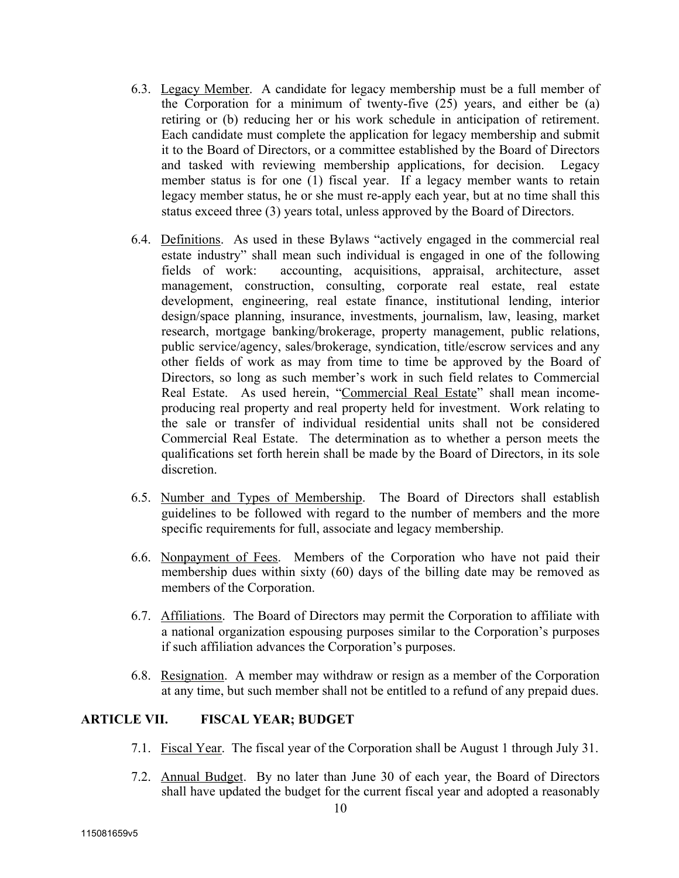6.3. Legacy Member. A candidate for legacy membership must be a full member of the Corporation for a minimum of twenty-five (25) years, and either be (a) retiring or (b) reducing her or his work schedule in anticipation of retirement. Each candidate must complete the application for legacy membership and submit it to the Board of Directors, or a committee established by the Board of Directors and tasked with reviewing membership applications, for decision. Legacy member status is for one (1) fiscal year. If a legacy member wants to retain legacy member status, he or she must re-apply each year, but at no time shall this status exceed three (3) years total, unless approved by the Board of Directors.

6.4. Definitions. As used in these Bylaws "actively engaged in the commercial real estate industry" shall mean such individual is engaged in one of the following fields of work: accounting, acquisitions, appraisal, architecture, asset management, construction, consulting, corporate real estate, real estate development, engineering, real estate finance, institutional lending, interior design/space planning, insurance, investments, journalism, law, leasing, market research, mortgage banking/brokerage, property management, public relations, public service/agency, sales/brokerage, syndication, title/escrow services and any other fields of work as may from time to time be approved by the Board of Directors, so long as such member's work in such field relates to Commercial Real Estate. As used herein, "Commercial Real Estate" shall mean income-producing real property and real property held for investment. Work relating to the sale or transfer of individual residential units shall not be considered Commercial Real Estate. The determination as to whether a person meets the qualifications set forth herein shall be made by the Board of Directors, in its sole discretion.

6.5. Number and Types of Membership. The Board of Directors shall establish guidelines to be followed with regard to the number of members and the more specific requirements for full, associate and legacy membership.

6.6. Nonpayment of Fees. Members of the Corporation who have not paid their membership dues within sixty (60) days of the billing date may be removed as members of the Corporation.

6.7. Affiliations. The Board of Directors may permit the Corporation to affiliate with a national organization espousing purposes similar to the Corporation's purposes if such affiliation advances the Corporation's purposes.

6.8. Resignation. A member may withdraw or resign as a member of the Corporation at any time, but such member shall not be entitled to a refund of any prepaid dues.

## ARTICLE VII. FISCAL YEAR; BUDGET

7.1. Fiscal Year. The fiscal year of the Corporation shall be August 1 through July 31.

7.2. Annual Budget. By no later than June 30 of each year, the Board of Directors shall have updated the budget for the current fiscal year and adopted a reasonably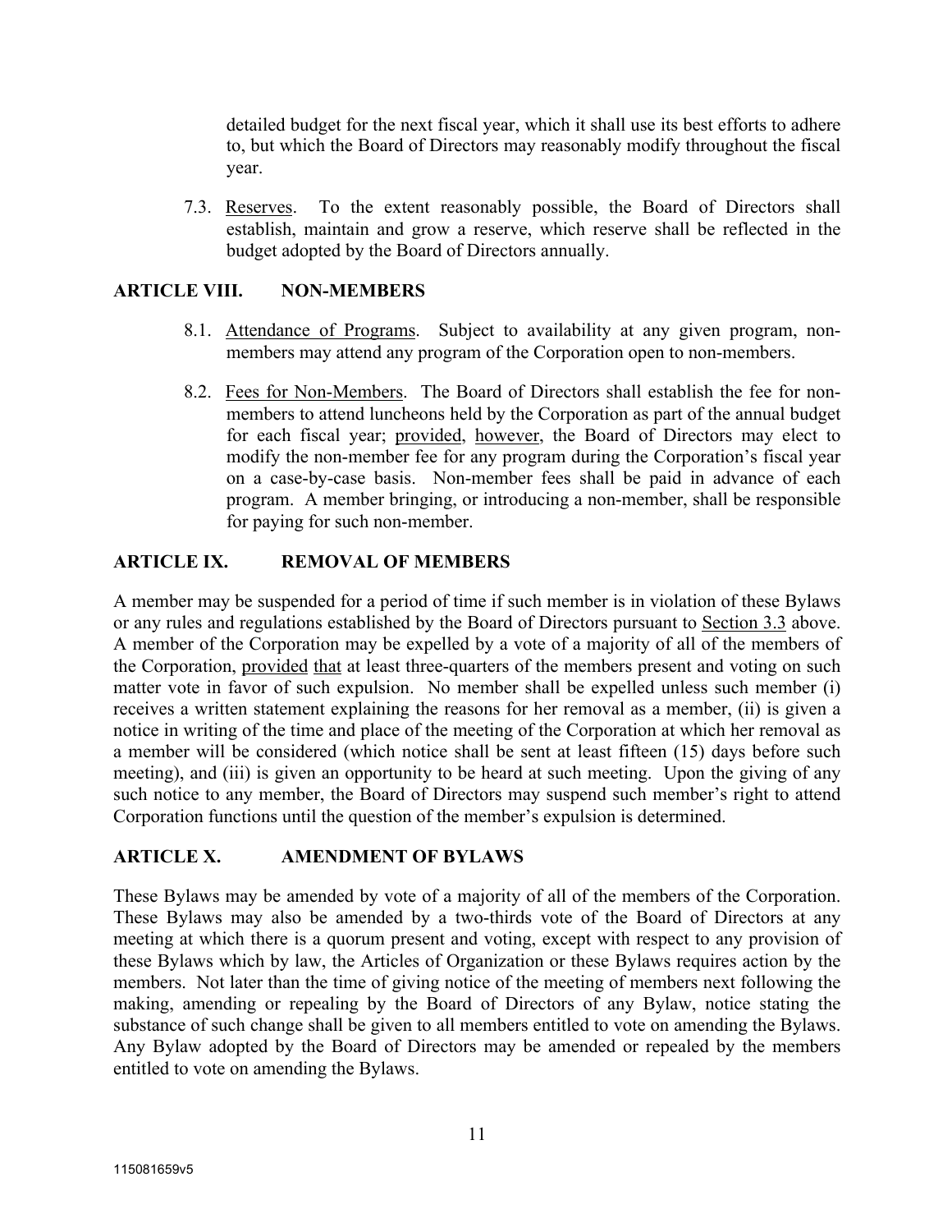detailed budget for the next fiscal year, which it shall use its best efforts to adhere to, but which the Board of Directors may reasonably modify throughout the fiscal year.

7.3. Reserves. To the extent reasonably possible, the Board of Directors shall establish, maintain and grow a reserve, which reserve shall be reflected in the budget adopted by the Board of Directors annually.

## ARTICLE VIII. NON-MEMBERS

8.1. Attendance of Programs. Subject to availability at any given program, non-members may attend any program of the Corporation open to non-members.

8.2. Fees for Non-Members. The Board of Directors shall establish the fee for non-members to attend luncheons held by the Corporation as part of the annual budget for each fiscal year; provided, however, the Board of Directors may elect to modify the non-member fee for any program during the Corporation's fiscal year on a case-by-case basis. Non-member fees shall be paid in advance of each program. A member bringing, or introducing a non-member, shall be responsible for paying for such non-member.

## ARTICLE IX. REMOVAL OF MEMBERS

A member may be suspended for a period of time if such member is in violation of these Bylaws or any rules and regulations established by the Board of Directors pursuant to Section 3.3 above. A member of the Corporation may be expelled by a vote of a majority of all of the members of the Corporation, provided that at least three-quarters of the members present and voting on such matter vote in favor of such expulsion. No member shall be expelled unless such member (i) receives a written statement explaining the reasons for her removal as a member, (ii) is given a notice in writing of the time and place of the meeting of the Corporation at which her removal as a member will be considered (which notice shall be sent at least fifteen (15) days before such meeting), and (iii) is given an opportunity to be heard at such meeting. Upon the giving of any such notice to any member, the Board of Directors may suspend such member's right to attend Corporation functions until the question of the member's expulsion is determined.

## ARTICLE X. AMENDMENT OF BYLAWS

These Bylaws may be amended by vote of a majority of all of the members of the Corporation. These Bylaws may also be amended by a two-thirds vote of the Board of Directors at any meeting at which there is a quorum present and voting, except with respect to any provision of these Bylaws which by law, the Articles of Organization or these Bylaws requires action by the members. Not later than the time of giving notice of the meeting of members next following the making, amending or repealing by the Board of Directors of any Bylaw, notice stating the substance of such change shall be given to all members entitled to vote on amending the Bylaws. Any Bylaw adopted by the Board of Directors may be amended or repealed by the members entitled to vote on amending the Bylaws.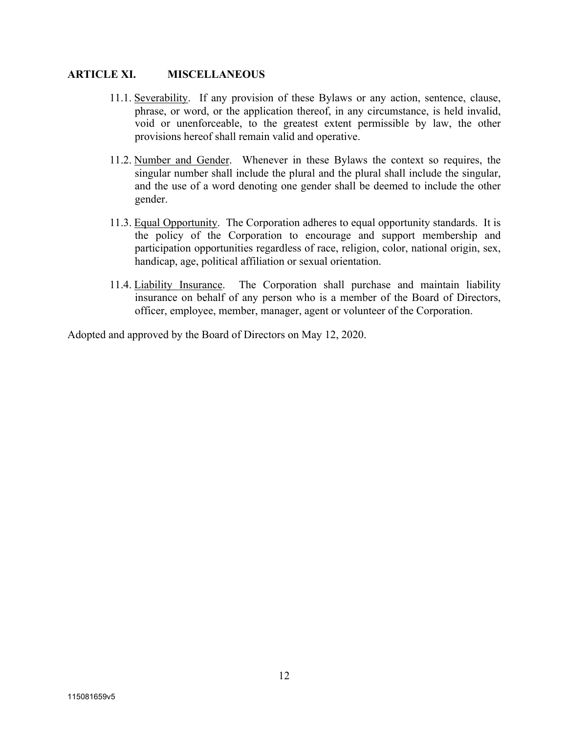## ARTICLE XI. MISCELLANEOUS

11.1. Severability. If any provision of these Bylaws or any action, sentence, clause, phrase, or word, or the application thereof, in any circumstance, is held invalid, void or unenforceable, to the greatest extent permissible by law, the other provisions hereof shall remain valid and operative.

11.2. Number and Gender. Whenever in these Bylaws the context so requires, the singular number shall include the plural and the plural shall include the singular, and the use of a word denoting one gender shall be deemed to include the other gender.

11.3. Equal Opportunity. The Corporation adheres to equal opportunity standards. It is the policy of the Corporation to encourage and support membership and participation opportunities regardless of race, religion, color, national origin, sex, handicap, age, political affiliation or sexual orientation.

11.4. Liability Insurance. The Corporation shall purchase and maintain liability insurance on behalf of any person who is a member of the Board of Directors, officer, employee, member, manager, agent or volunteer of the Corporation.

Adopted and approved by the Board of Directors on May 12, 2020.

115081659v5